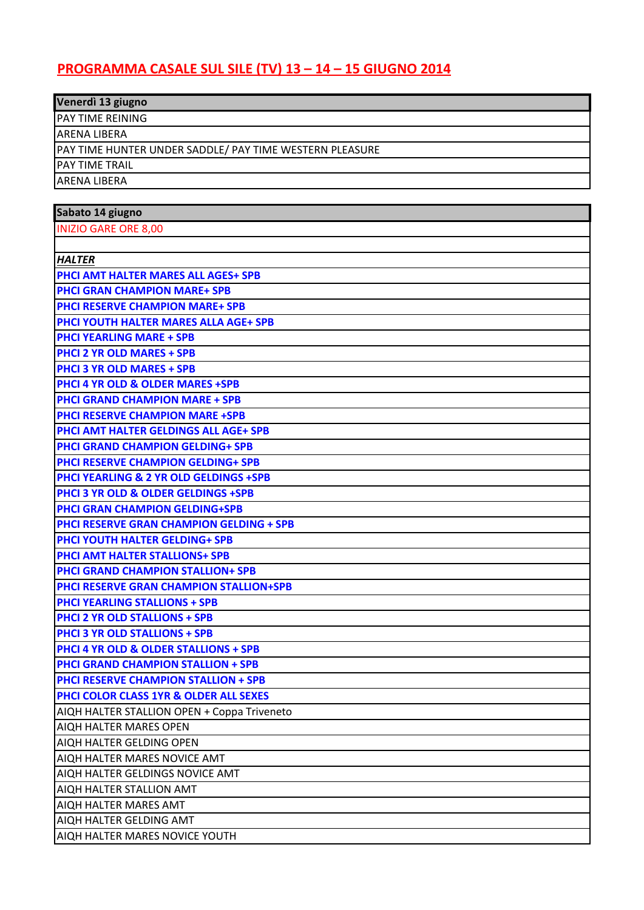# PROGRAMMA CASALE SUL SILE (TV) 13 – 14 – 15 GIUGNO 2014

| Venerdì 13 giugno |
| --- |
| PAY TIME REINING |
| ARENA LIBERA |
| PAY TIME HUNTER UNDER SADDLE/ PAY TIME WESTERN PLEASURE |
| PAY TIME TRAIL |
| ARENA LIBERA |

| Sabato 14 giugno |
| --- |
| INIZIO GARE ORE 8,00 |
| |
| ***HALTER*** |
| **PHCI AMT HALTER MARES ALL AGES+ SPB** |
| **PHCI GRAN CHAMPION MARE+ SPB** |
| **PHCI RESERVE CHAMPION MARE+ SPB** |
| **PHCI YOUTH HALTER MARES ALLA AGE+ SPB** |
| **PHCI YEARLING MARE + SPB** |
| **PHCI 2 YR OLD MARES + SPB** |
| **PHCI 3 YR OLD MARES + SPB** |
| **PHCI 4 YR OLD & OLDER MARES +SPB** |
| **PHCI GRAND CHAMPION MARE + SPB** |
| **PHCI RESERVE CHAMPION MARE +SPB** |
| **PHCI AMT HALTER GELDINGS ALL AGE+ SPB** |
| **PHCI GRAND CHAMPION GELDING+ SPB** |
| **PHCI RESERVE CHAMPION GELDING+ SPB** |
| **PHCI YEARLING & 2 YR OLD GELDINGS +SPB** |
| **PHCI 3 YR OLD & OLDER GELDINGS +SPB** |
| **PHCI GRAN CHAMPION GELDING+SPB** |
| **PHCI RESERVE GRAN CHAMPION GELDING + SPB** |
| **PHCI YOUTH HALTER GELDING+ SPB** |
| **PHCI AMT HALTER STALLIONS+ SPB** |
| **PHCI GRAND CHAMPION STALLION+ SPB** |
| **PHCI RESERVE GRAN CHAMPION STALLION+SPB** |
| **PHCI YEARLING STALLIONS + SPB** |
| **PHCI 2 YR OLD STALLIONS + SPB** |
| **PHCI 3 YR OLD STALLIONS + SPB** |
| **PHCI 4 YR OLD & OLDER STALLIONS + SPB** |
| **PHCI GRAND CHAMPION STALLION + SPB** |
| **PHCI RESERVE CHAMPION STALLION + SPB** |
| **PHCI COLOR CLASS 1YR & OLDER ALL SEXES** |
| AIQH HALTER STALLION OPEN + Coppa Triveneto |
| AIQH HALTER MARES OPEN |
| AIQH HALTER GELDING OPEN |
| AIQH HALTER MARES NOVICE AMT |
| AIQH HALTER GELDINGS NOVICE AMT |
| AIQH HALTER STALLION AMT |
| AIQH HALTER MARES AMT |
| AIQH HALTER GELDING AMT |
| AIQH HALTER MARES NOVICE YOUTH |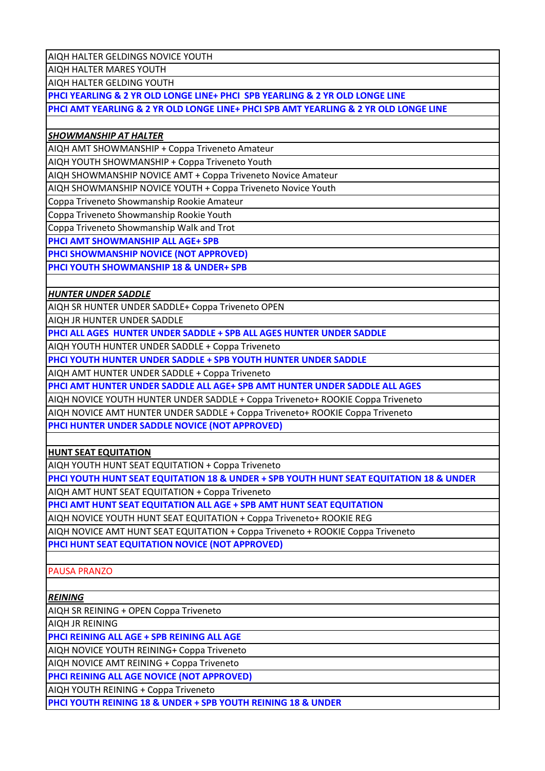| |
|---|
| AIQH HALTER GELDINGS NOVICE YOUTH |
| AIQH HALTER MARES YOUTH |
| AIQH HALTER GELDING YOUTH |
| **PHCI YEARLING & 2 YR OLD LONGE LINE+ PHCI  SPB YEARLING & 2 YR OLD LONGE LINE** |
| **PHCI AMT YEARLING & 2 YR OLD LONGE LINE+ PHCI SPB AMT YEARLING & 2 YR OLD LONGE LINE** |
| |
| ***SHOWMANSHIP AT HALTER*** |
| AIQH AMT SHOWMANSHIP + Coppa Triveneto Amateur |
| AIQH YOUTH SHOWMANSHIP + Coppa Triveneto Youth |
| AIQH SHOWMANSHIP NOVICE AMT + Coppa Triveneto Novice Amateur |
| AIQH SHOWMANSHIP NOVICE YOUTH + Coppa Triveneto Novice Youth |
| Coppa Triveneto Showmanship Rookie Amateur |
| Coppa Triveneto Showmanship Rookie Youth |
| Coppa Triveneto Showmanship Walk and Trot |
| **PHCI AMT SHOWMANSHIP ALL AGE+ SPB** |
| **PHCI SHOWMANSHIP NOVICE (NOT APPROVED)** |
| **PHCI YOUTH SHOWMANSHIP 18 & UNDER+ SPB** |
| |
| ***HUNTER UNDER SADDLE*** |
| AIQH SR HUNTER UNDER SADDLE+ Coppa Triveneto OPEN |
| AIQH JR HUNTER UNDER SADDLE |
| **PHCI ALL AGES  HUNTER UNDER SADDLE + SPB ALL AGES HUNTER UNDER SADDLE** |
| AIQH YOUTH HUNTER UNDER SADDLE + Coppa Triveneto |
| **PHCI YOUTH HUNTER UNDER SADDLE + SPB YOUTH HUNTER UNDER SADDLE** |
| AIQH AMT HUNTER UNDER SADDLE + Coppa Triveneto |
| **PHCI AMT HUNTER UNDER SADDLE ALL AGE+ SPB AMT HUNTER UNDER SADDLE ALL AGES** |
| AIQH NOVICE YOUTH HUNTER UNDER SADDLE + Coppa Triveneto+ ROOKIE Coppa Triveneto |
| AIQH NOVICE AMT HUNTER UNDER SADDLE + Coppa Triveneto+ ROOKIE Coppa Triveneto |
| **PHCI HUNTER UNDER SADDLE NOVICE (NOT APPROVED)** |
| |
| **HUNT SEAT EQUITATION** |
| AIQH YOUTH HUNT SEAT EQUITATION + Coppa Triveneto |
| **PHCI YOUTH HUNT SEAT EQUITATION 18 & UNDER + SPB YOUTH HUNT SEAT EQUITATION 18 & UNDER** |
| AIQH AMT HUNT SEAT EQUITATION + Coppa Triveneto |
| **PHCI AMT HUNT SEAT EQUITATION ALL AGE + SPB AMT HUNT SEAT EQUITATION** |
| AIQH NOVICE YOUTH HUNT SEAT EQUITATION + Coppa Triveneto+ ROOKIE REG |
| AIQH NOVICE AMT HUNT SEAT EQUITATION + Coppa Triveneto + ROOKIE Coppa Triveneto |
| **PHCI HUNT SEAT EQUITATION NOVICE (NOT APPROVED)** |
| |
| PAUSA PRANZO |
| |
| ***REINING*** |
| AIQH SR REINING + OPEN Coppa Triveneto |
| AIQH JR REINING |
| **PHCI REINING ALL AGE + SPB REINING ALL AGE** |
| AIQH NOVICE YOUTH REINING+ Coppa Triveneto |
| AIQH NOVICE AMT REINING + Coppa Triveneto |
| **PHCI REINING ALL AGE NOVICE (NOT APPROVED)** |
| AIQH YOUTH REINING + Coppa Triveneto |
| **PHCI YOUTH REINING 18 & UNDER + SPB YOUTH REINING 18 & UNDER** |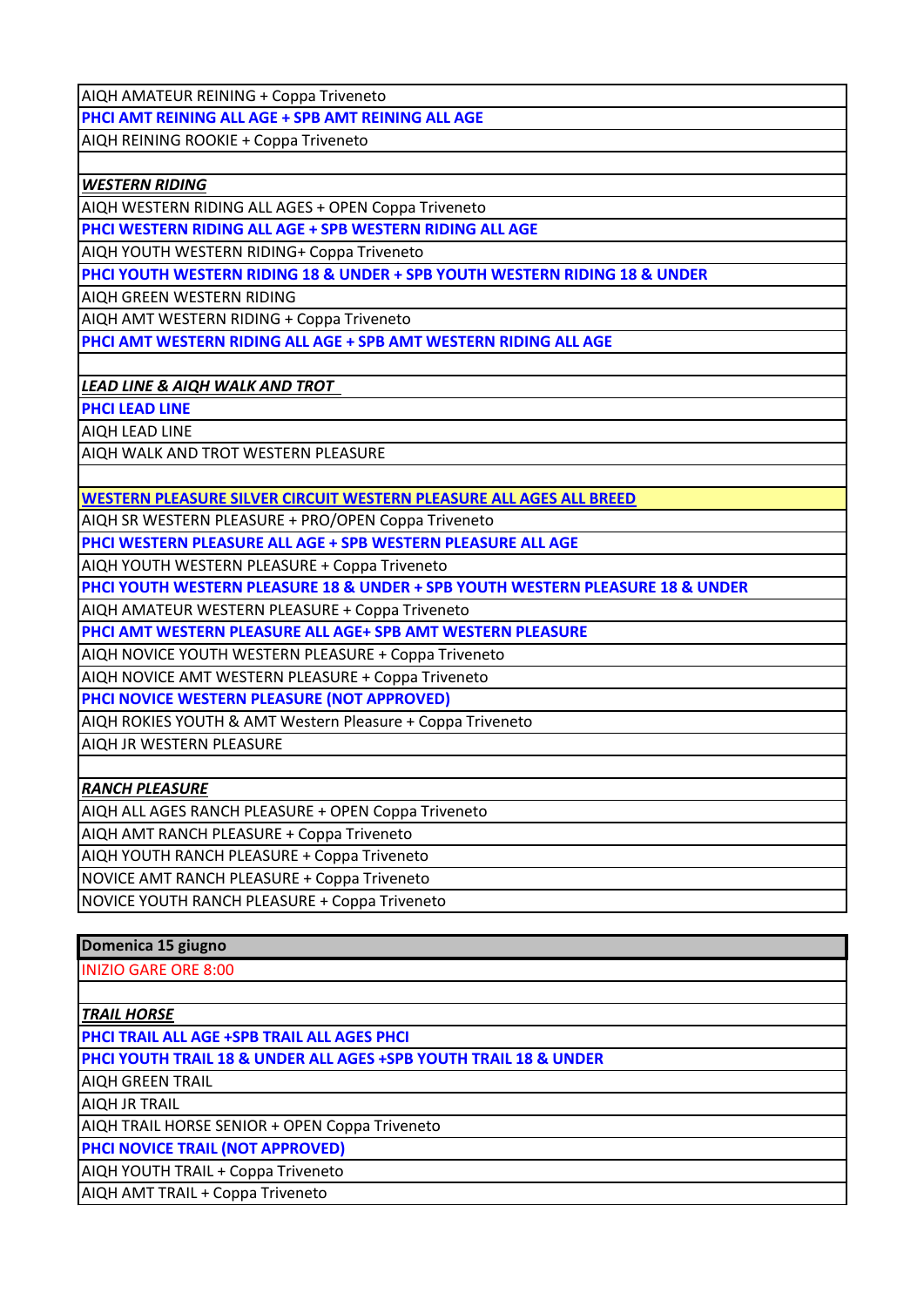| |
|---|
| AIQH AMATEUR REINING + Coppa Triveneto |
| **PHCI AMT REINING ALL AGE + SPB AMT REINING ALL AGE** |
| AIQH REINING ROOKIE + Coppa Triveneto |
| |
| ***WESTERN RIDING*** |
| AIQH WESTERN RIDING ALL AGES + OPEN Coppa Triveneto |
| **PHCI WESTERN RIDING ALL AGE + SPB WESTERN RIDING ALL AGE** |
| AIQH YOUTH WESTERN RIDING+ Coppa Triveneto |
| **PHCI YOUTH WESTERN RIDING 18 & UNDER + SPB YOUTH WESTERN RIDING 18 & UNDER** |
| AIQH GREEN WESTERN RIDING |
| AIQH AMT WESTERN RIDING + Coppa Triveneto |
| **PHCI AMT WESTERN RIDING ALL AGE + SPB AMT WESTERN RIDING ALL AGE** |
| |
| ***LEAD LINE & AIQH WALK AND TROT*** |
| **PHCI LEAD LINE** |
| AIQH LEAD LINE |
| AIQH WALK AND TROT WESTERN PLEASURE |
| |
| **WESTERN PLEASURE SILVER CIRCUIT WESTERN PLEASURE ALL AGES ALL BREED** |
| AIQH SR WESTERN PLEASURE + PRO/OPEN Coppa Triveneto |
| **PHCI WESTERN PLEASURE ALL AGE + SPB WESTERN PLEASURE ALL AGE** |
| AIQH YOUTH WESTERN PLEASURE + Coppa Triveneto |
| **PHCI YOUTH WESTERN PLEASURE 18 & UNDER + SPB YOUTH WESTERN PLEASURE 18 & UNDER** |
| AIQH AMATEUR WESTERN PLEASURE + Coppa Triveneto |
| **PHCI AMT WESTERN PLEASURE ALL AGE+ SPB AMT WESTERN PLEASURE** |
| AIQH NOVICE YOUTH WESTERN PLEASURE + Coppa Triveneto |
| AIQH NOVICE AMT WESTERN PLEASURE + Coppa Triveneto |
| **PHCI NOVICE WESTERN PLEASURE (NOT APPROVED)** |
| AIQH ROKIES YOUTH & AMT Western Pleasure + Coppa Triveneto |
| AIQH JR WESTERN PLEASURE |
| |
| ***RANCH PLEASURE*** |
| AIQH ALL AGES RANCH PLEASURE + OPEN Coppa Triveneto |
| AIQH AMT RANCH PLEASURE + Coppa Triveneto |
| AIQH YOUTH RANCH PLEASURE + Coppa Triveneto |
| NOVICE AMT RANCH PLEASURE + Coppa Triveneto |
| NOVICE YOUTH RANCH PLEASURE + Coppa Triveneto |

| **Domenica 15 giugno** |
|---|
| INIZIO GARE ORE 8:00 |
| |
| ***TRAIL HORSE*** |
| **PHCI TRAIL ALL AGE +SPB TRAIL ALL AGES PHCI** |
| **PHCI YOUTH TRAIL 18 & UNDER ALL AGES +SPB YOUTH TRAIL 18 & UNDER** |
| AIQH GREEN TRAIL |
| AIQH JR TRAIL |
| AIQH TRAIL HORSE SENIOR + OPEN Coppa Triveneto |
| **PHCI NOVICE TRAIL (NOT APPROVED)** |
| AIQH YOUTH TRAIL + Coppa Triveneto |
| AIQH AMT TRAIL + Coppa Triveneto |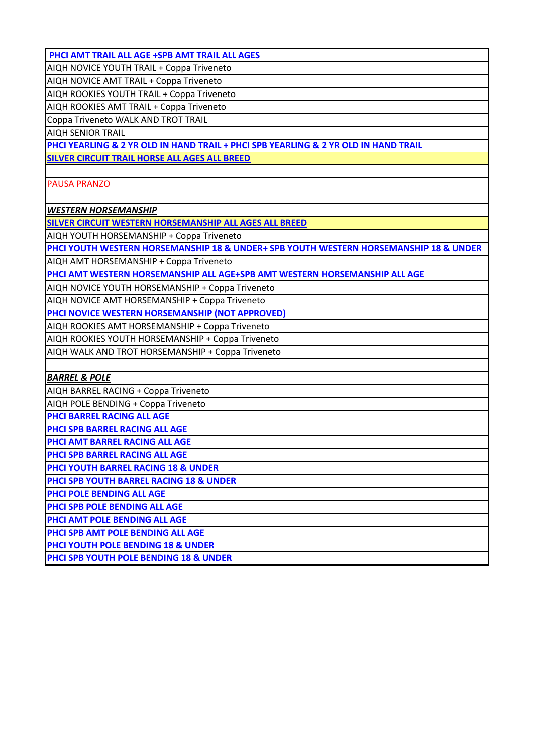| |
|---|
| **PHCI AMT TRAIL ALL AGE +SPB AMT TRAIL ALL AGES** |
| AIQH NOVICE YOUTH TRAIL + Coppa Triveneto |
| AIQH NOVICE AMT TRAIL + Coppa Triveneto |
| AIQH ROOKIES YOUTH TRAIL + Coppa Triveneto |
| AIQH ROOKIES AMT TRAIL + Coppa Triveneto |
| Coppa Triveneto WALK AND TROT TRAIL |
| AIQH SENIOR TRAIL |
| **PHCI YEARLING & 2 YR OLD IN HAND TRAIL + PHCI SPB YEARLING & 2 YR OLD IN HAND TRAIL** |
| **SILVER CIRCUIT TRAIL HORSE ALL AGES ALL BREED** |
| |
| PAUSA PRANZO |
| |
| ***WESTERN HORSEMANSHIP*** |
| **SILVER CIRCUIT WESTERN HORSEMANSHIP ALL AGES ALL BREED** |
| AIQH YOUTH HORSEMANSHIP + Coppa Triveneto |
| **PHCI YOUTH WESTERN HORSEMANSHIP 18 & UNDER+ SPB YOUTH WESTERN HORSEMANSHIP 18 & UNDER** |
| AIQH AMT HORSEMANSHIP + Coppa Triveneto |
| **PHCI AMT WESTERN HORSEMANSHIP ALL AGE+SPB AMT WESTERN HORSEMANSHIP ALL AGE** |
| AIQH NOVICE YOUTH HORSEMANSHIP + Coppa Triveneto |
| AIQH NOVICE AMT HORSEMANSHIP + Coppa Triveneto |
| **PHCI NOVICE WESTERN HORSEMANSHIP (NOT APPROVED)** |
| AIQH ROOKIES AMT HORSEMANSHIP + Coppa Triveneto |
| AIQH ROOKIES YOUTH HORSEMANSHIP + Coppa Triveneto |
| AIQH WALK AND TROT HORSEMANSHIP + Coppa Triveneto |
| |
| ***BARREL & POLE*** |
| AIQH BARREL RACING + Coppa Triveneto |
| AIQH POLE BENDING + Coppa Triveneto |
| **PHCI BARREL RACING ALL AGE** |
| **PHCI SPB BARREL RACING ALL AGE** |
| **PHCI AMT BARREL RACING ALL AGE** |
| **PHCI SPB BARREL RACING ALL AGE** |
| **PHCI YOUTH BARREL RACING 18 & UNDER** |
| **PHCI SPB YOUTH BARREL RACING 18 & UNDER** |
| **PHCI POLE BENDING ALL AGE** |
| **PHCI SPB POLE BENDING ALL AGE** |
| **PHCI AMT POLE BENDING ALL AGE** |
| **PHCI SPB AMT POLE BENDING ALL AGE** |
| **PHCI YOUTH POLE BENDING 18 & UNDER** |
| **PHCI SPB YOUTH POLE BENDING 18 & UNDER** |